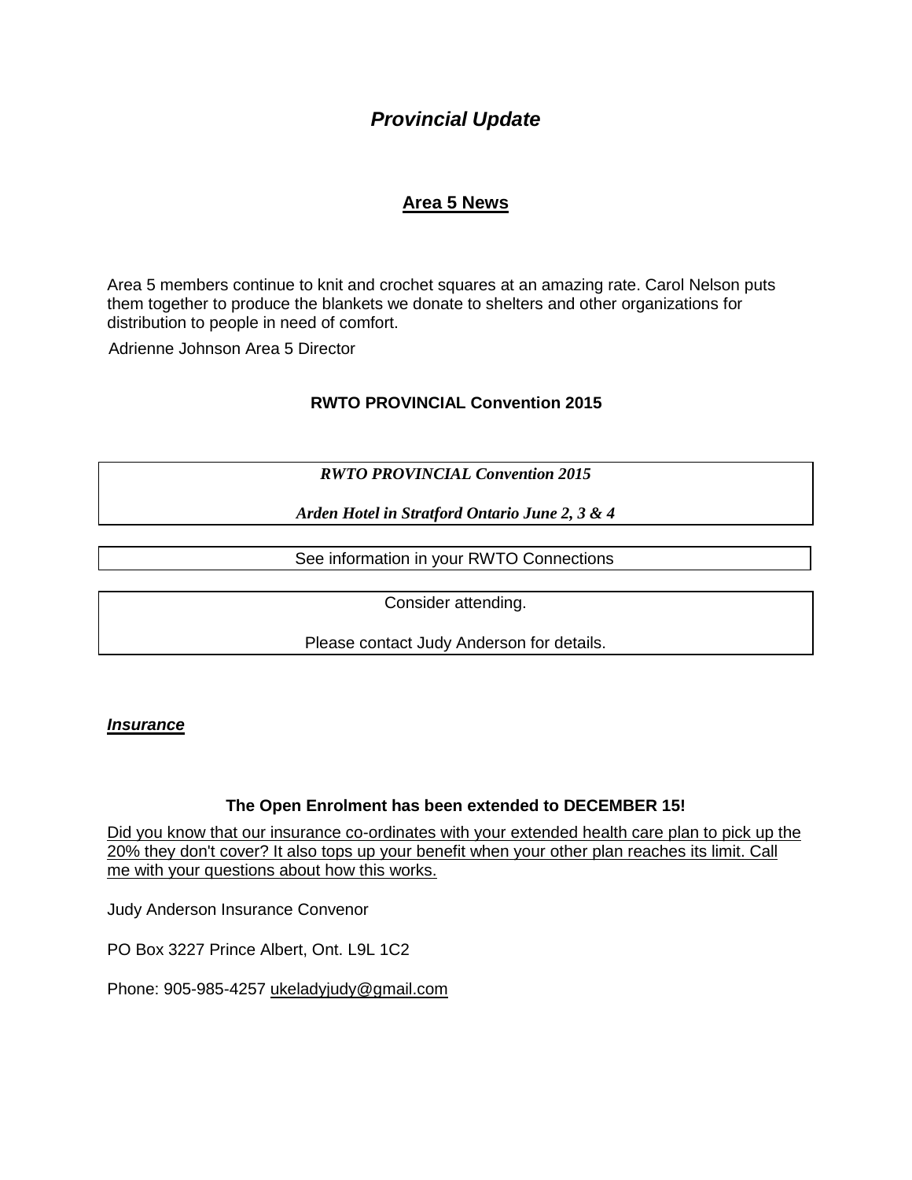# *Provincial Update*

## Area 5 News

Area 5 members continue to knit and crochet squares at an amazing rate. Carol Nelson puts them together to produce the blankets we donate to shelters and other organizations for distribution to people in need of comfort.

Adrienne Johnson Area 5 Director

### RWTO PROVINCIAL Convention 2015

***RWTO PROVINCIAL Convention 2015***

***Arden Hotel in Stratford Ontario June 2, 3 & 4***

See information in your RWTO Connections

Consider attending.

Please contact Judy Anderson for details.

***Insurance***

**The Open Enrolment has been extended to DECEMBER 15!**

Did you know that our insurance co-ordinates with your extended health care plan to pick up the 20% they don't cover? It also tops up your benefit when your other plan reaches its limit. Call me with your questions about how this works.

Judy Anderson Insurance Convenor

PO Box 3227 Prince Albert, Ont. L9L 1C2

Phone: 905-985-4257 ukeladyjudy@gmail.com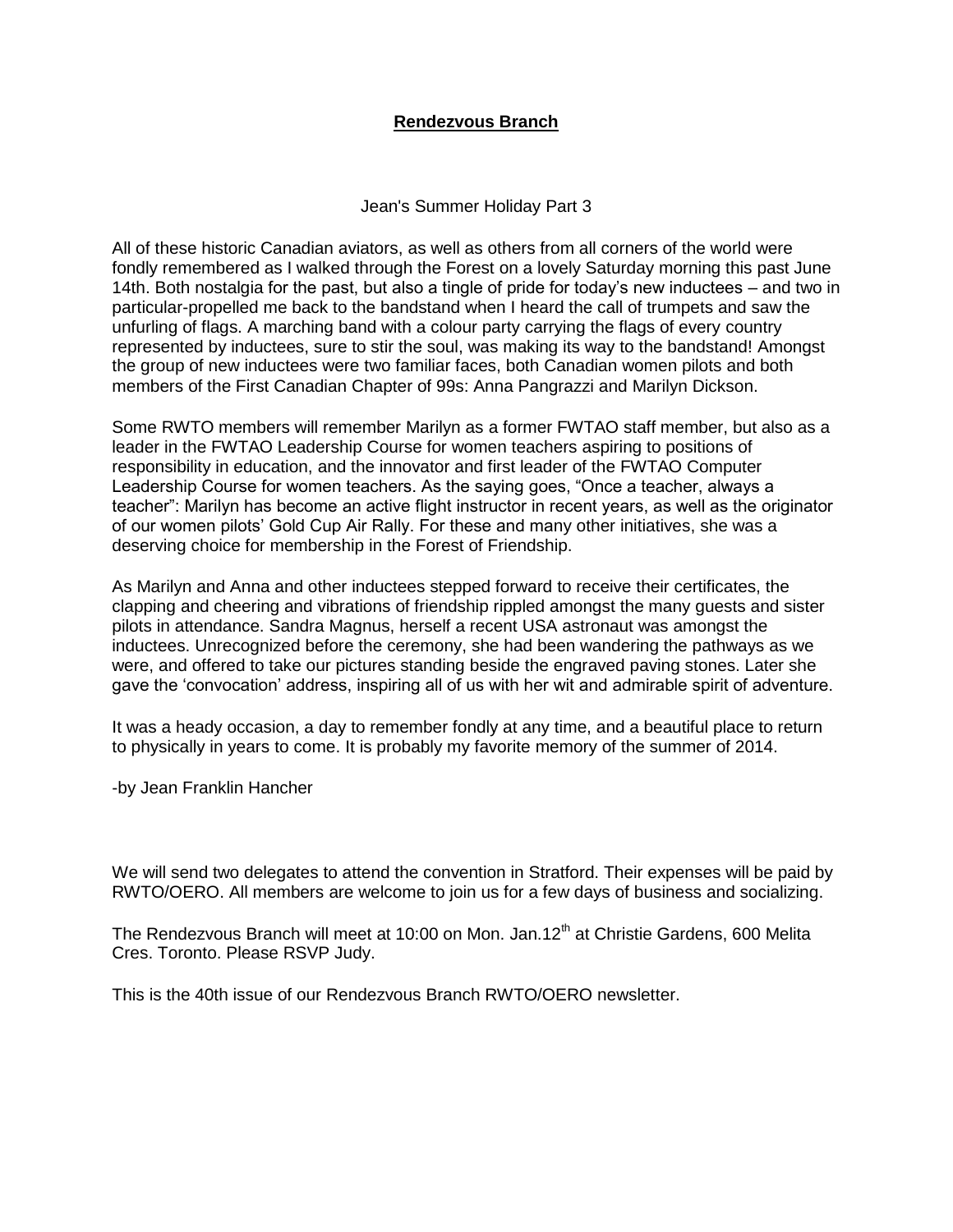## **Rendezvous Branch**

Jean's Summer Holiday Part 3

All of these historic Canadian aviators, as well as others from all corners of the world were fondly remembered as I walked through the Forest on a lovely Saturday morning this past June 14th. Both nostalgia for the past, but also a tingle of pride for today's new inductees – and two in particular-propelled me back to the bandstand when I heard the call of trumpets and saw the unfurling of flags. A marching band with a colour party carrying the flags of every country represented by inductees, sure to stir the soul, was making its way to the bandstand! Amongst the group of new inductees were two familiar faces, both Canadian women pilots and both members of the First Canadian Chapter of 99s: Anna Pangrazzi and Marilyn Dickson.

Some RWTO members will remember Marilyn as a former FWTAO staff member, but also as a leader in the FWTAO Leadership Course for women teachers aspiring to positions of responsibility in education, and the innovator and first leader of the FWTAO Computer Leadership Course for women teachers. As the saying goes, "Once a teacher, always a teacher": Marilyn has become an active flight instructor in recent years, as well as the originator of our women pilots' Gold Cup Air Rally. For these and many other initiatives, she was a deserving choice for membership in the Forest of Friendship.

As Marilyn and Anna and other inductees stepped forward to receive their certificates, the clapping and cheering and vibrations of friendship rippled amongst the many guests and sister pilots in attendance. Sandra Magnus, herself a recent USA astronaut was amongst the inductees. Unrecognized before the ceremony, she had been wandering the pathways as we were, and offered to take our pictures standing beside the engraved paving stones. Later she gave the 'convocation' address, inspiring all of us with her wit and admirable spirit of adventure.

It was a heady occasion, a day to remember fondly at any time, and a beautiful place to return to physically in years to come. It is probably my favorite memory of the summer of 2014.

-by Jean Franklin Hancher

We will send two delegates to attend the convention in Stratford. Their expenses will be paid by RWTO/OERO. All members are welcome to join us for a few days of business and socializing.

The Rendezvous Branch will meet at 10:00 on Mon. Jan.12th at Christie Gardens, 600 Melita Cres. Toronto. Please RSVP Judy.

This is the 40th issue of our Rendezvous Branch RWTO/OERO newsletter.